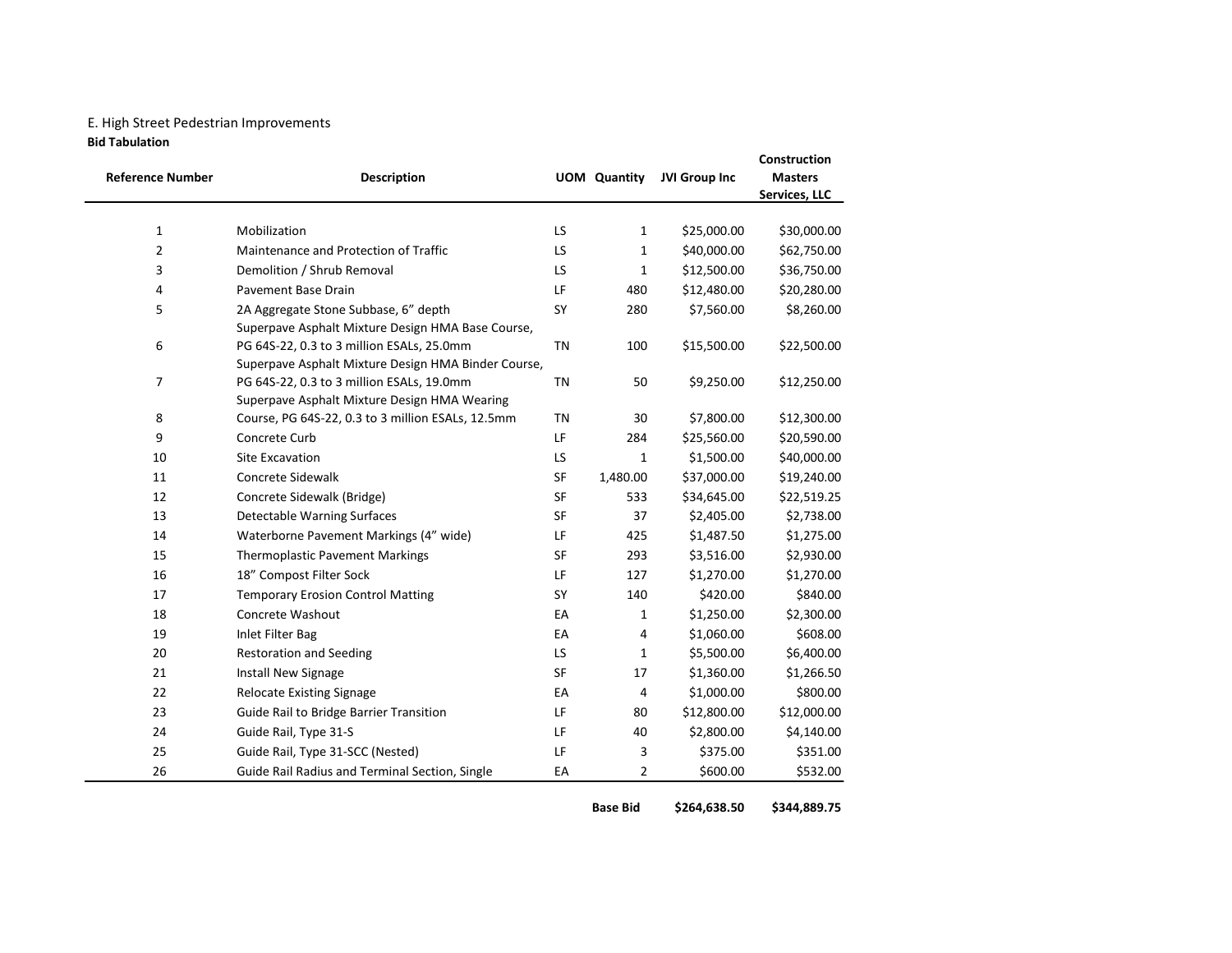E. High Street Pedestrian Improvements

**Bid Tabulation**

| Reference Number | Description | UOM | Quantity | JVI Group Inc | Construction Masters Services, LLC |
|---|---|---|---|---|---|
| 1 | Mobilization | LS | 1 | $25,000.00 | $30,000.00 |
| 2 | Maintenance and Protection of Traffic | LS | 1 | $40,000.00 | $62,750.00 |
| 3 | Demolition / Shrub Removal | LS | 1 | $12,500.00 | $36,750.00 |
| 4 | Pavement Base Drain | LF | 480 | $12,480.00 | $20,280.00 |
| 5 | 2A Aggregate Stone Subbase, 6" depth | SY | 280 | $7,560.00 | $8,260.00 |
| 6 | Superpave Asphalt Mixture Design HMA Base Course, PG 64S-22, 0.3 to 3 million ESALs, 25.0mm | TN | 100 | $15,500.00 | $22,500.00 |
| 7 | Superpave Asphalt Mixture Design HMA Binder Course, PG 64S-22, 0.3 to 3 million ESALs, 19.0mm | TN | 50 | $9,250.00 | $12,250.00 |
| 8 | Superpave Asphalt Mixture Design HMA Wearing Course, PG 64S-22, 0.3 to 3 million ESALs, 12.5mm | TN | 30 | $7,800.00 | $12,300.00 |
| 9 | Concrete Curb | LF | 284 | $25,560.00 | $20,590.00 |
| 10 | Site Excavation | LS | 1 | $1,500.00 | $40,000.00 |
| 11 | Concrete Sidewalk | SF | 1,480.00 | $37,000.00 | $19,240.00 |
| 12 | Concrete Sidewalk (Bridge) | SF | 533 | $34,645.00 | $22,519.25 |
| 13 | Detectable Warning Surfaces | SF | 37 | $2,405.00 | $2,738.00 |
| 14 | Waterborne Pavement Markings (4" wide) | LF | 425 | $1,487.50 | $1,275.00 |
| 15 | Thermoplastic Pavement Markings | SF | 293 | $3,516.00 | $2,930.00 |
| 16 | 18" Compost Filter Sock | LF | 127 | $1,270.00 | $1,270.00 |
| 17 | Temporary Erosion Control Matting | SY | 140 | $420.00 | $840.00 |
| 18 | Concrete Washout | EA | 1 | $1,250.00 | $2,300.00 |
| 19 | Inlet Filter Bag | EA | 4 | $1,060.00 | $608.00 |
| 20 | Restoration and Seeding | LS | 1 | $5,500.00 | $6,400.00 |
| 21 | Install New Signage | SF | 17 | $1,360.00 | $1,266.50 |
| 22 | Relocate Existing Signage | EA | 4 | $1,000.00 | $800.00 |
| 23 | Guide Rail to Bridge Barrier Transition | LF | 80 | $12,800.00 | $12,000.00 |
| 24 | Guide Rail, Type 31-S | LF | 40 | $2,800.00 | $4,140.00 |
| 25 | Guide Rail, Type 31-SCC (Nested) | LF | 3 | $375.00 | $351.00 |
| 26 | Guide Rail Radius and Terminal Section, Single | EA | 2 | $600.00 | $532.00 |
| | | | **Base Bid** | **$264,638.50** | **$344,889.75** |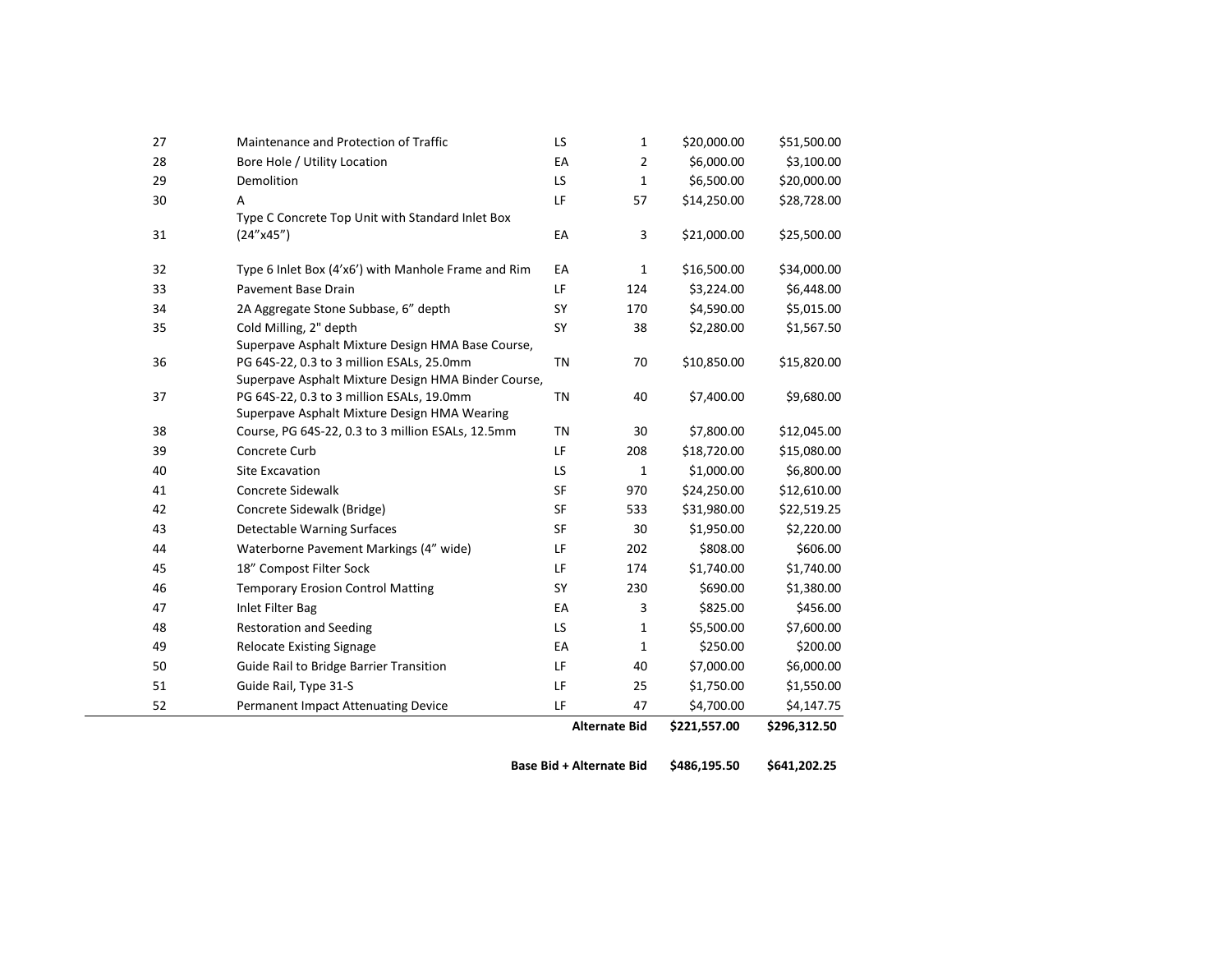| | | | | | |
|---|---|---|---|---|---|
| 27 | Maintenance and Protection of Traffic | LS | 1 | $20,000.00 | $51,500.00 |
| 28 | Bore Hole / Utility Location | EA | 2 | $6,000.00 | $3,100.00 |
| 29 | Demolition | LS | 1 | $6,500.00 | $20,000.00 |
| 30 | A | LF | 57 | $14,250.00 | $28,728.00 |
| 31 | Type C Concrete Top Unit with Standard Inlet Box (24"x45") | EA | 3 | $21,000.00 | $25,500.00 |
| 32 | Type 6 Inlet Box (4'x6') with Manhole Frame and Rim | EA | 1 | $16,500.00 | $34,000.00 |
| 33 | Pavement Base Drain | LF | 124 | $3,224.00 | $6,448.00 |
| 34 | 2A Aggregate Stone Subbase, 6" depth | SY | 170 | $4,590.00 | $5,015.00 |
| 35 | Cold Milling, 2" depth | SY | 38 | $2,280.00 | $1,567.50 |
| 36 | Superpave Asphalt Mixture Design HMA Base Course, PG 64S-22, 0.3 to 3 million ESALs, 25.0mm | TN | 70 | $10,850.00 | $15,820.00 |
| 37 | Superpave Asphalt Mixture Design HMA Binder Course, PG 64S-22, 0.3 to 3 million ESALs, 19.0mm | TN | 40 | $7,400.00 | $9,680.00 |
| 38 | Superpave Asphalt Mixture Design HMA Wearing Course, PG 64S-22, 0.3 to 3 million ESALs, 12.5mm | TN | 30 | $7,800.00 | $12,045.00 |
| 39 | Concrete Curb | LF | 208 | $18,720.00 | $15,080.00 |
| 40 | Site Excavation | LS | 1 | $1,000.00 | $6,800.00 |
| 41 | Concrete Sidewalk | SF | 970 | $24,250.00 | $12,610.00 |
| 42 | Concrete Sidewalk (Bridge) | SF | 533 | $31,980.00 | $22,519.25 |
| 43 | Detectable Warning Surfaces | SF | 30 | $1,950.00 | $2,220.00 |
| 44 | Waterborne Pavement Markings (4" wide) | LF | 202 | $808.00 | $606.00 |
| 45 | 18" Compost Filter Sock | LF | 174 | $1,740.00 | $1,740.00 |
| 46 | Temporary Erosion Control Matting | SY | 230 | $690.00 | $1,380.00 |
| 47 | Inlet Filter Bag | EA | 3 | $825.00 | $456.00 |
| 48 | Restoration and Seeding | LS | 1 | $5,500.00 | $7,600.00 |
| 49 | Relocate Existing Signage | EA | 1 | $250.00 | $200.00 |
| 50 | Guide Rail to Bridge Barrier Transition | LF | 40 | $7,000.00 | $6,000.00 |
| 51 | Guide Rail, Type 31-S | LF | 25 | $1,750.00 | $1,550.00 |
| 52 | Permanent Impact Attenuating Device | LF | 47 | $4,700.00 | $4,147.75 |
| | | | **Alternate Bid** | **$221,557.00** | **$296,312.50** |
| | | | **Base Bid + Alternate Bid** | **$486,195.50** | **$641,202.25** |